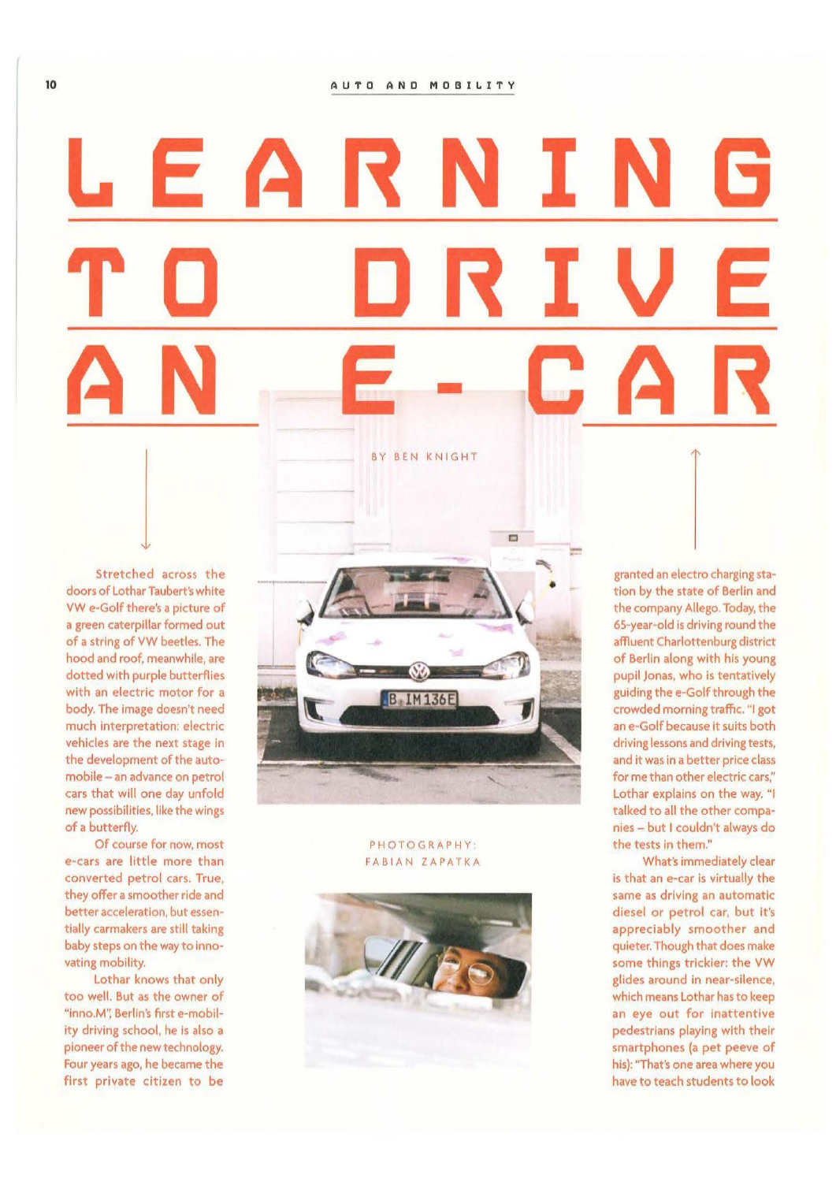# LEARNING TO DRIVE AN E-CAR

BY BEN KNIGHT

PHOTOGRAPHY: FABIAN ZAPATKA

Stretched across the doors of Lothar Taubert's white VW e-Golf there's a picture of a green caterpillar formed out of a string of VW beetles. The hood and roof, meanwhile, are dotted with purple butterflies with an electric motor for a body. The image doesn't need much interpretation: electric vehicles are the next stage in the development of the automobile – an advance on petrol cars that will one day unfold new possibilities, like the wings of a butterfly.

Of course for now, most e-cars are little more than converted petrol cars. True, they offer a smoother ride and better acceleration, but essentially carmakers are still taking baby steps on the way to innovating mobility.

Lothar knows that only too well. But as the owner of "inno.M", Berlin's first e-mobility driving school, he is also a pioneer of the new technology. Four years ago, he became the first private citizen to be granted an electro charging station by the state of Berlin and the company Allego. Today, the 65-year-old is driving round the affluent Charlottenburg district of Berlin along with his young pupil Jonas, who is tentatively guiding the e-Golf through the crowded morning traffic. "I got an e-Golf because it suits both driving lessons and driving tests, and it was in a better price class for me than other electric cars," Lothar explains on the way. "I talked to all the other companies – but I couldn't always do the tests in them."

What's immediately clear is that an e-car is virtually the same as driving an automatic diesel or petrol car, but it's appreciably smoother and quieter. Though that does make some things trickier: the VW glides around in near-silence, which means Lothar has to keep an eye out for inattentive pedestrians playing with their smartphones (a pet peeve of his): "That's one area where you have to teach students to look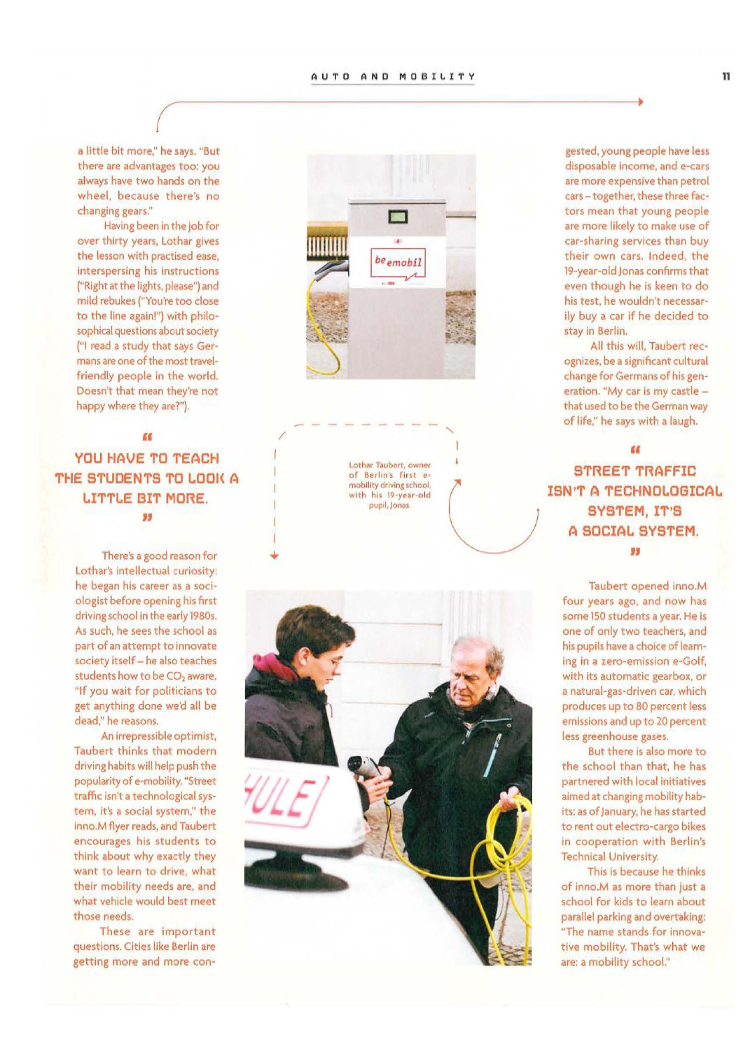a little bit more," he says. "But there are advantages too: you always have two hands on the wheel, because there's no changing gears."

Having been in the job for over thirty years, Lothar gives the lesson with practised ease, interspersing his instructions ("Right at the lights, please") and mild rebukes ("You're too close to the line again!") with philosophical questions about society ("I read a study that says Germans are one of the most travel-friendly people in the world. Doesn't that mean they're not happy where they are?").

> **"YOU HAVE TO TEACH THE STUDENTS TO LOOK A LITTLE BIT MORE."**

There's a good reason for Lothar's intellectual curiosity: he began his career as a sociologist before opening his first driving school in the early 1980s. As such, he sees the school as part of an attempt to innovate society itself – he also teaches students how to be $CO_2$ aware. "If you wait for politicians to get anything done we'd all be dead," he reasons.

An irrepressible optimist, Taubert thinks that modern driving habits will help push the popularity of e-mobility. "Street traffic isn't a technological system, it's a social system," the inno.M flyer reads, and Taubert encourages his students to think about why exactly they want to learn to drive, what their mobility needs are, and what vehicle would best meet those needs.

These are important questions. Cities like Berlin are getting more and more congested, young people have less disposable income, and e-cars are more expensive than petrol cars – together, these three factors mean that young people are more likely to make use of car-sharing services than buy their own cars. Indeed, the 19-year-old Jonas confirms that even though he is keen to do his test, he wouldn't necessarily buy a car if he decided to stay in Berlin.

All this will, Taubert recognizes, be a significant cultural change for Germans of his generation. "My car is my castle – that used to be the German way of life," he says with a laugh.

Lothar Taubert, owner of Berlin's first e-mobility driving school, with his 19-year-old pupil, Jonas.

> **"STREET TRAFFIC ISN'T A TECHNOLOGICAL SYSTEM, IT'S A SOCIAL SYSTEM."**

Taubert opened inno.M four years ago, and now has some 150 students a year. He is one of only two teachers, and his pupils have a choice of learning in a zero-emission e-Golf, with its automatic gearbox, or a natural-gas-driven car, which produces up to 80 percent less emissions and up to 20 percent less greenhouse gases.

But there is also more to the school than that, he has partnered with local initiatives aimed at changing mobility habits: as of January, he has started to rent out electro-cargo bikes in cooperation with Berlin's Technical University.

This is because he thinks of inno.M as more than just a school for kids to learn about parallel parking and overtaking: "The name stands for innovative mobility. That's what we are: a mobility school."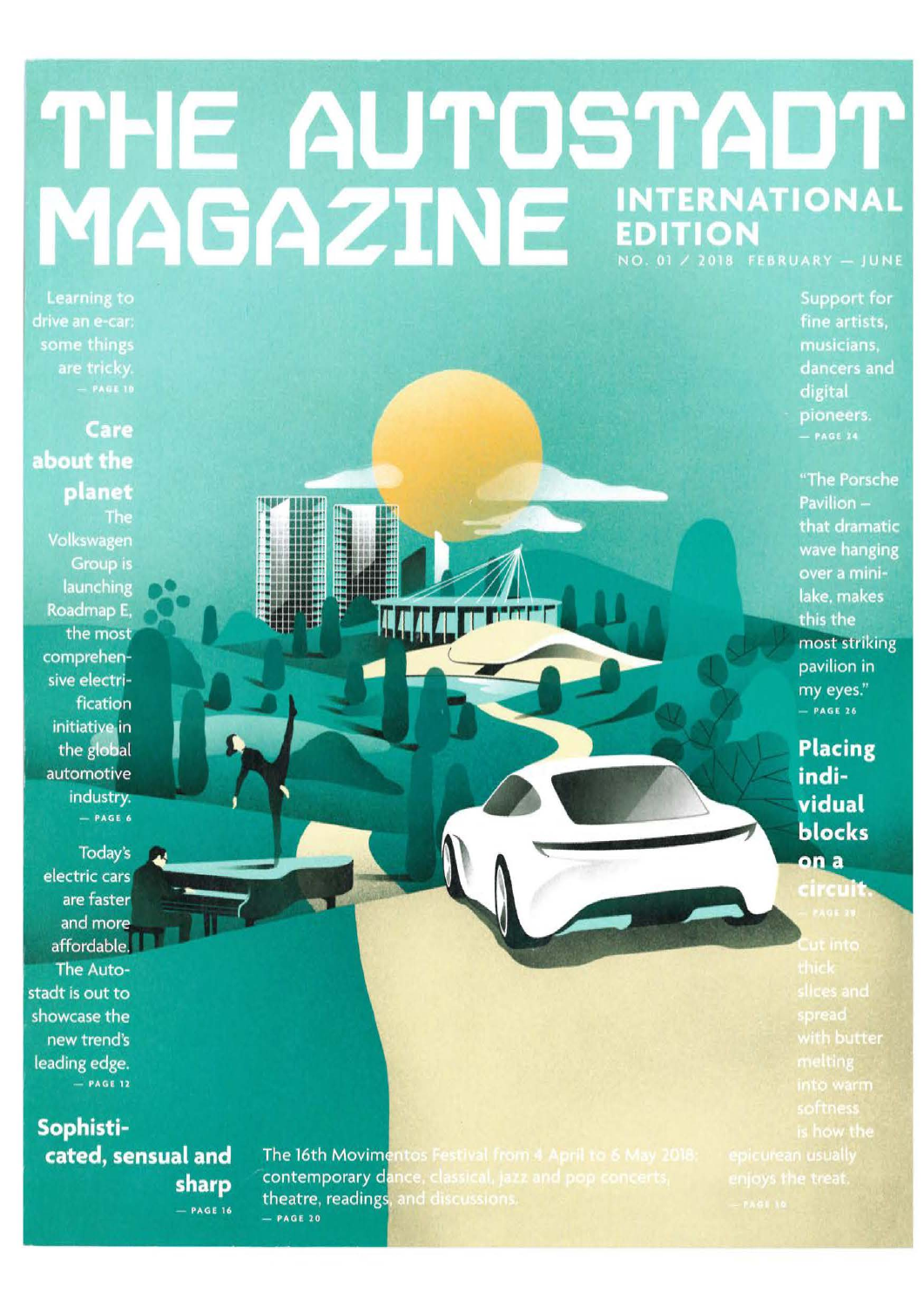# THE AUTOSTADT MAGAZINE

**INTERNATIONAL EDITION**

NO. 01 / 2018 FEBRUARY — JUNE

Learning to drive an e-car: some things are tricky.
— PAGE 10

## Care about the planet

The Volkswagen Group is launching Roadmap E, the most comprehensive electrification initiative in the global automotive industry.
— PAGE 6

Today's electric cars are faster and more affordable. The Autostadt is out to showcase the new trend's leading edge.
— PAGE 12

## Sophisticated, sensual and sharp

— PAGE 16

The 16th Movimentos Festival from 4 April to 6 May 2018: contemporary dance, classical, jazz and pop concerts, theatre, readings, and discussions.
— PAGE 20

Support for fine artists, musicians, dancers and digital pioneers.
— PAGE 24

"The Porsche Pavilion – that dramatic wave hanging over a mini-lake, makes this the most striking pavilion in my eyes."
— PAGE 26

## Placing individual blocks on a circuit.

— PAGE 28

Cut into thick slices and spread with butter melting into warm softness is how the epicurean usually enjoys the treat.
— PAGE 30